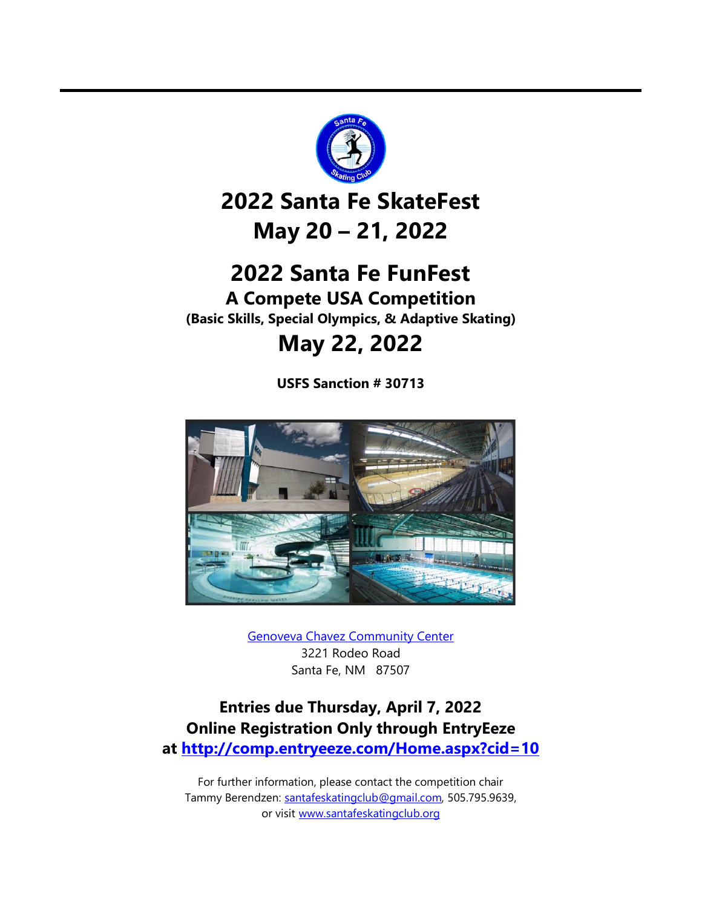# 2022 Santa Fe SkateFest
# May 20 – 21, 2022

# 2022 Santa Fe FunFest
## A Compete USA Competition
**(Basic Skills, Special Olympics, & Adaptive Skating)**
# May 22, 2022

**USFS Sanction # 30713**

[Genoveva Chavez Community Center](Genoveva Chavez Community Center)
3221 Rodeo Road
Santa Fe, NM 87507

**Entries due Thursday, April 7, 2022**
**Online Registration Only through EntryEeze**
**at [http://comp.entryeeze.com/Home.aspx?cid=10](http://comp.entryeeze.com/Home.aspx?cid=10)**

For further information, please contact the competition chair
Tammy Berendzen: santafeskatingclub@gmail.com, 505.795.9639,
or visit www.santafeskatingclub.org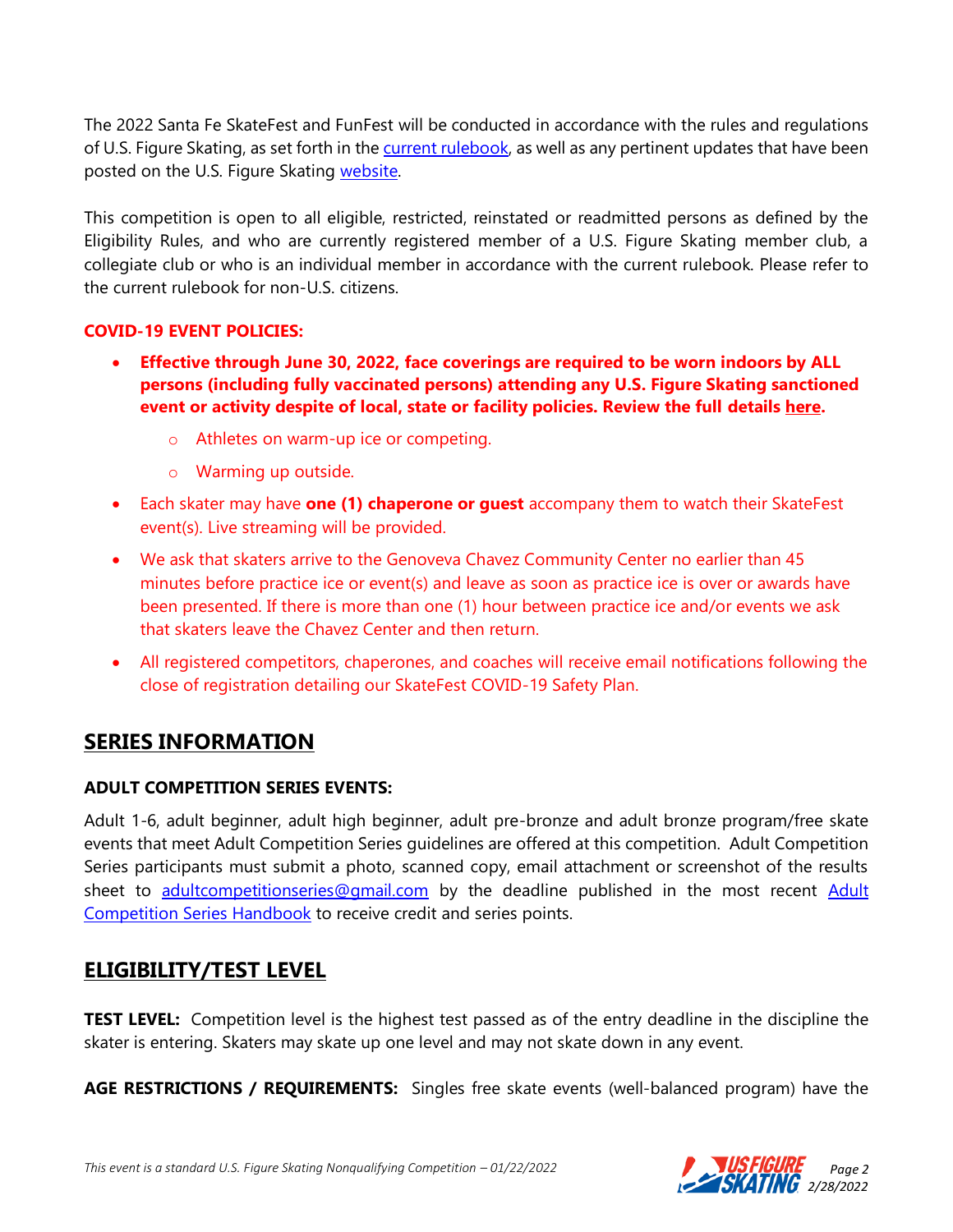The 2022 Santa Fe SkateFest and FunFest will be conducted in accordance with the rules and regulations of U.S. Figure Skating, as set forth in the current rulebook, as well as any pertinent updates that have been posted on the U.S. Figure Skating website.

This competition is open to all eligible, restricted, reinstated or readmitted persons as defined by the Eligibility Rules, and who are currently registered member of a U.S. Figure Skating member club, a collegiate club or who is an individual member in accordance with the current rulebook. Please refer to the current rulebook for non-U.S. citizens.

**COVID-19 EVENT POLICIES:**

- **Effective through June 30, 2022, face coverings are required to be worn indoors by ALL persons (including fully vaccinated persons) attending any U.S. Figure Skating sanctioned event or activity despite of local, state or facility policies. Review the full details here.**
  - Athletes on warm-up ice or competing.
  - Warming up outside.
- Each skater may have **one (1) chaperone or guest** accompany them to watch their SkateFest event(s). Live streaming will be provided.
- We ask that skaters arrive to the Genoveva Chavez Community Center no earlier than 45 minutes before practice ice or event(s) and leave as soon as practice ice is over or awards have been presented. If there is more than one (1) hour between practice ice and/or events we ask that skaters leave the Chavez Center and then return.
- All registered competitors, chaperones, and coaches will receive email notifications following the close of registration detailing our SkateFest COVID-19 Safety Plan.

## SERIES INFORMATION

**ADULT COMPETITION SERIES EVENTS:**

Adult 1-6, adult beginner, adult high beginner, adult pre-bronze and adult bronze program/free skate events that meet Adult Competition Series guidelines are offered at this competition. Adult Competition Series participants must submit a photo, scanned copy, email attachment or screenshot of the results sheet to adultcompetitionseries@gmail.com by the deadline published in the most recent Adult Competition Series Handbook to receive credit and series points.

## ELIGIBILITY/TEST LEVEL

**TEST LEVEL:** Competition level is the highest test passed as of the entry deadline in the discipline the skater is entering. Skaters may skate up one level and may not skate down in any event.

**AGE RESTRICTIONS / REQUIREMENTS:** Singles free skate events (well-balanced program) have the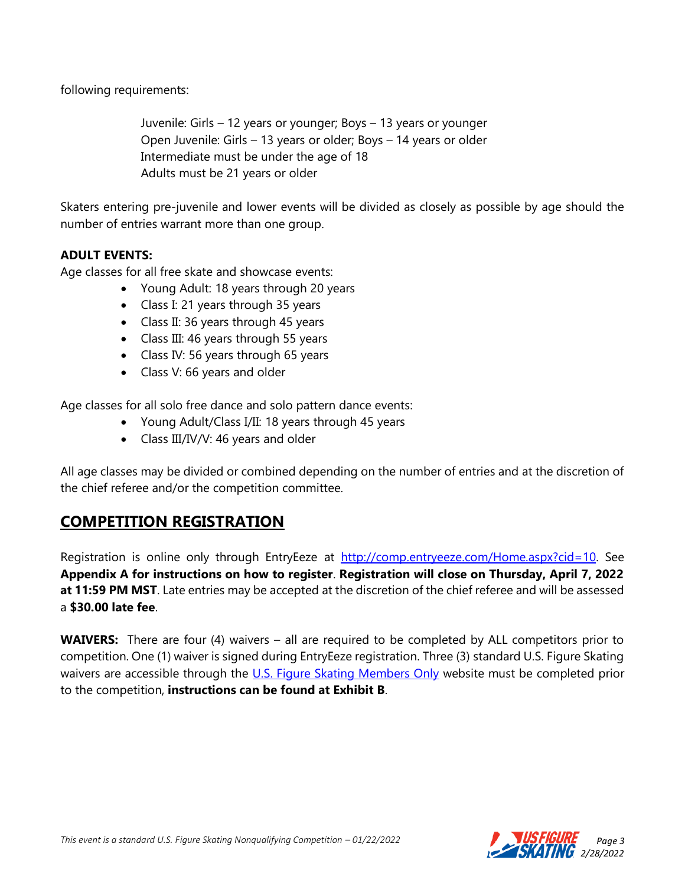following requirements:

Juvenile: Girls – 12 years or younger; Boys – 13 years or younger
Open Juvenile: Girls – 13 years or older; Boys – 14 years or older
Intermediate must be under the age of 18
Adults must be 21 years or older

Skaters entering pre-juvenile and lower events will be divided as closely as possible by age should the number of entries warrant more than one group.

**ADULT EVENTS:**

Age classes for all free skate and showcase events:

- Young Adult: 18 years through 20 years
- Class I: 21 years through 35 years
- Class II: 36 years through 45 years
- Class III: 46 years through 55 years
- Class IV: 56 years through 65 years
- Class V: 66 years and older

Age classes for all solo free dance and solo pattern dance events:

- Young Adult/Class I/II: 18 years through 45 years
- Class III/IV/V: 46 years and older

All age classes may be divided or combined depending on the number of entries and at the discretion of the chief referee and/or the competition committee.

## COMPETITION REGISTRATION

Registration is online only through EntryEeze at [http://comp.entryeeze.com/Home.aspx?cid=10](http://comp.entryeeze.com/Home.aspx?cid=10). See **Appendix A for instructions on how to register**. **Registration will close on Thursday, April 7, 2022 at 11:59 PM MST**. Late entries may be accepted at the discretion of the chief referee and will be assessed a **$30.00 late fee**.

**WAIVERS:** There are four (4) waivers – all are required to be completed by ALL competitors prior to competition. One (1) waiver is signed during EntryEeze registration. Three (3) standard U.S. Figure Skating waivers are accessible through the U.S. Figure Skating Members Only website must be completed prior to the competition, **instructions can be found at Exhibit B**.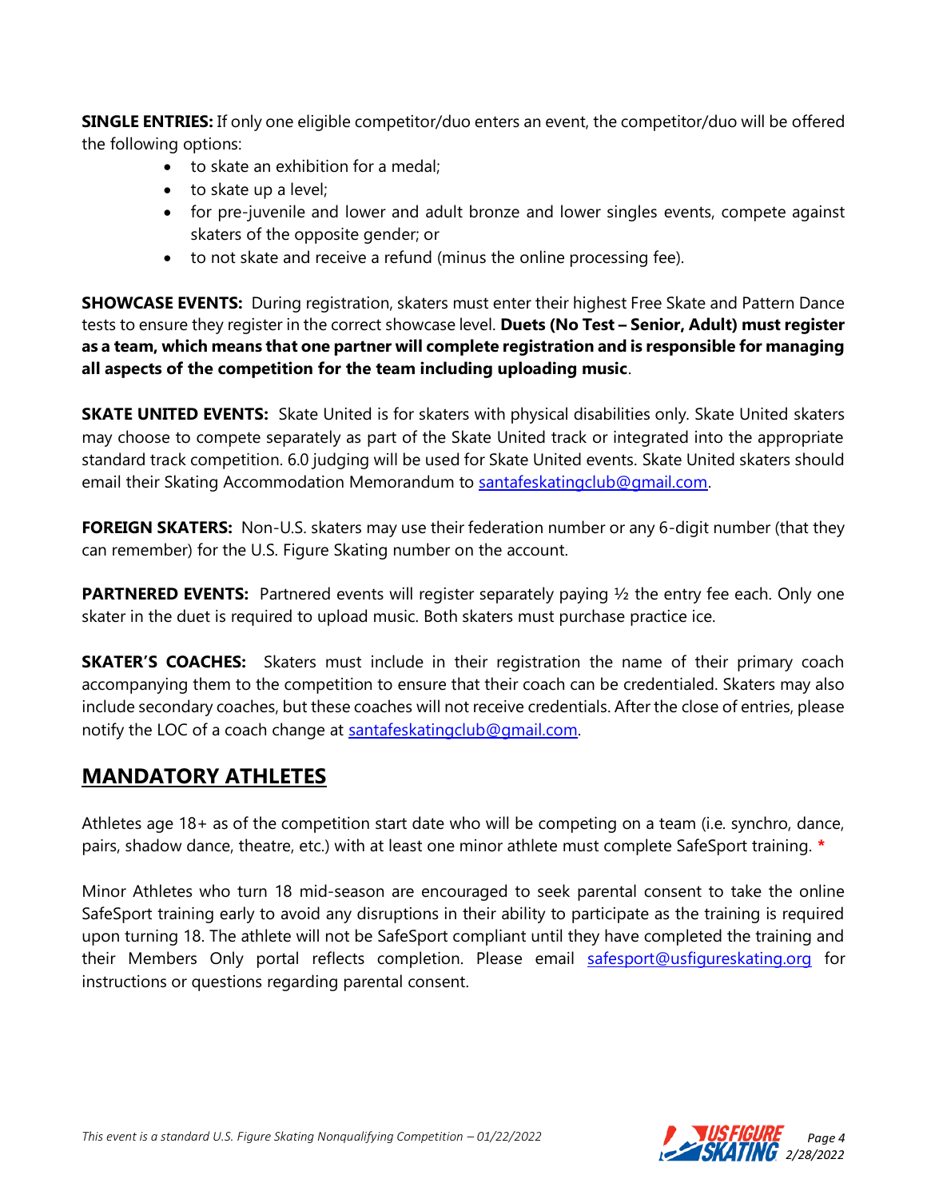**SINGLE ENTRIES:** If only one eligible competitor/duo enters an event, the competitor/duo will be offered the following options:

- to skate an exhibition for a medal;
- to skate up a level;
- for pre-juvenile and lower and adult bronze and lower singles events, compete against skaters of the opposite gender; or
- to not skate and receive a refund (minus the online processing fee).

**SHOWCASE EVENTS:** During registration, skaters must enter their highest Free Skate and Pattern Dance tests to ensure they register in the correct showcase level. **Duets (No Test – Senior, Adult) must register as a team, which means that one partner will complete registration and is responsible for managing all aspects of the competition for the team including uploading music**.

**SKATE UNITED EVENTS:** Skate United is for skaters with physical disabilities only. Skate United skaters may choose to compete separately as part of the Skate United track or integrated into the appropriate standard track competition. 6.0 judging will be used for Skate United events. Skate United skaters should email their Skating Accommodation Memorandum to santafeskatingclub@gmail.com.

**FOREIGN SKATERS:** Non-U.S. skaters may use their federation number or any 6-digit number (that they can remember) for the U.S. Figure Skating number on the account.

**PARTNERED EVENTS:** Partnered events will register separately paying ½ the entry fee each. Only one skater in the duet is required to upload music. Both skaters must purchase practice ice.

**SKATER'S COACHES:** Skaters must include in their registration the name of their primary coach accompanying them to the competition to ensure that their coach can be credentialed. Skaters may also include secondary coaches, but these coaches will not receive credentials. After the close of entries, please notify the LOC of a coach change at santafeskatingclub@gmail.com.

## MANDATORY ATHLETES

Athletes age 18+ as of the competition start date who will be competing on a team (i.e. synchro, dance, pairs, shadow dance, theatre, etc.) with at least one minor athlete must complete SafeSport training. *

Minor Athletes who turn 18 mid-season are encouraged to seek parental consent to take the online SafeSport training early to avoid any disruptions in their ability to participate as the training is required upon turning 18. The athlete will not be SafeSport compliant until they have completed the training and their Members Only portal reflects completion. Please email safesport@usfigureskating.org for instructions or questions regarding parental consent.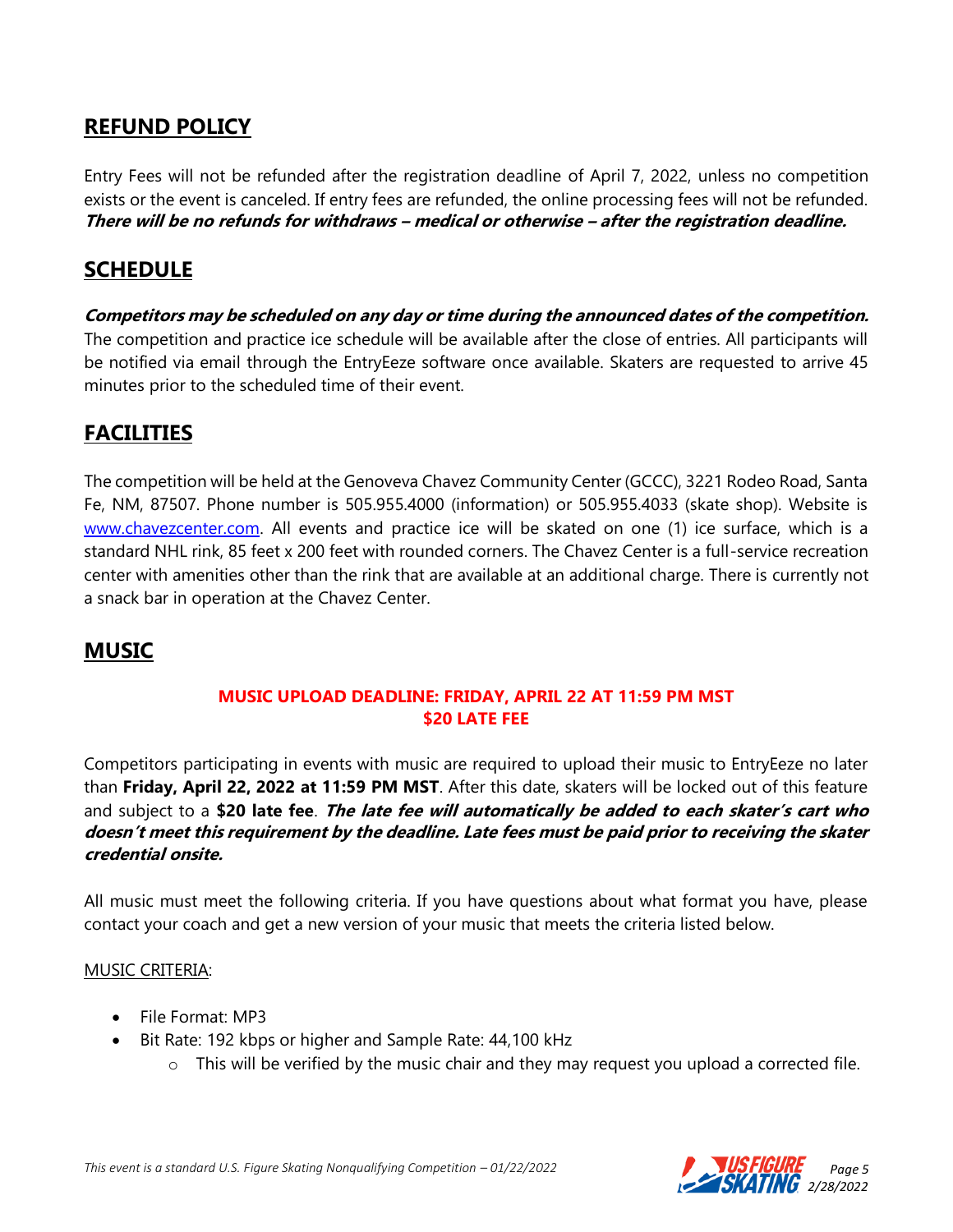## REFUND POLICY

Entry Fees will not be refunded after the registration deadline of April 7, 2022, unless no competition exists or the event is canceled. If entry fees are refunded, the online processing fees will not be refunded. ***There will be no refunds for withdraws – medical or otherwise – after the registration deadline.***

## SCHEDULE

***Competitors may be scheduled on any day or time during the announced dates of the competition.*** The competition and practice ice schedule will be available after the close of entries. All participants will be notified via email through the EntryEeze software once available. Skaters are requested to arrive 45 minutes prior to the scheduled time of their event.

## FACILITIES

The competition will be held at the Genoveva Chavez Community Center (GCCC), 3221 Rodeo Road, Santa Fe, NM, 87507. Phone number is 505.955.4000 (information) or 505.955.4033 (skate shop). Website is [www.chavezcenter.com](http://www.chavezcenter.com). All events and practice ice will be skated on one (1) ice surface, which is a standard NHL rink, 85 feet x 200 feet with rounded corners. The Chavez Center is a full-service recreation center with amenities other than the rink that are available at an additional charge. There is currently not a snack bar in operation at the Chavez Center.

## MUSIC

**MUSIC UPLOAD DEADLINE: FRIDAY, APRIL 22 AT 11:59 PM MST**
**$20 LATE FEE**

Competitors participating in events with music are required to upload their music to EntryEeze no later than **Friday, April 22, 2022 at 11:59 PM MST**. After this date, skaters will be locked out of this feature and subject to a **$20 late fee**. ***The late fee will automatically be added to each skater's cart who doesn't meet this requirement by the deadline. Late fees must be paid prior to receiving the skater credential onsite.***

All music must meet the following criteria. If you have questions about what format you have, please contact your coach and get a new version of your music that meets the criteria listed below.

MUSIC CRITERIA:

- File Format: MP3
- Bit Rate: 192 kbps or higher and Sample Rate: 44,100 kHz
  - This will be verified by the music chair and they may request you upload a corrected file.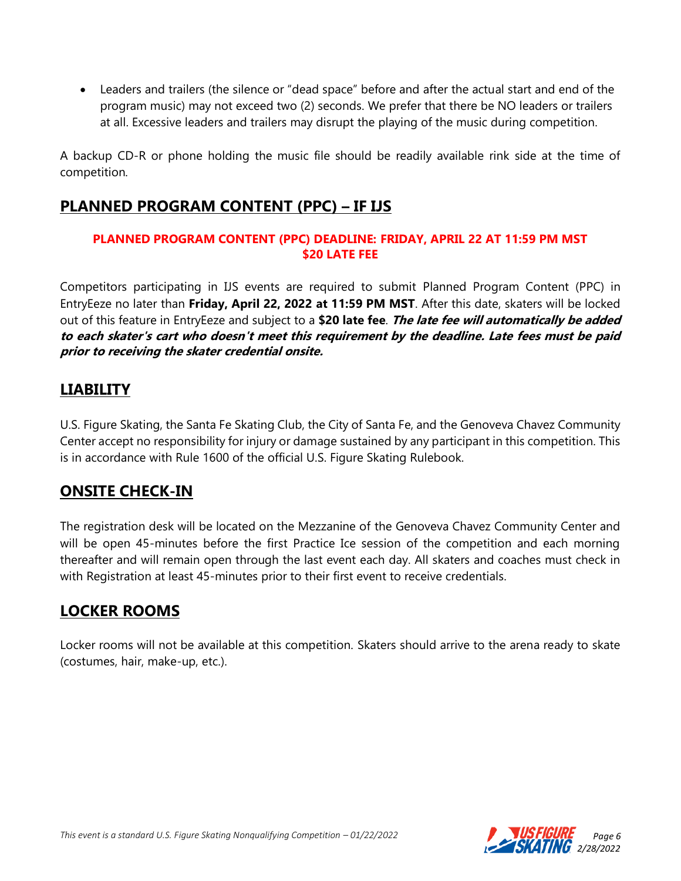- Leaders and trailers (the silence or "dead space" before and after the actual start and end of the program music) may not exceed two (2) seconds. We prefer that there be NO leaders or trailers at all. Excessive leaders and trailers may disrupt the playing of the music during competition.

A backup CD-R or phone holding the music file should be readily available rink side at the time of competition.

## PLANNED PROGRAM CONTENT (PPC) – IF IJS

**PLANNED PROGRAM CONTENT (PPC) DEADLINE: FRIDAY, APRIL 22 AT 11:59 PM MST**
**$20 LATE FEE**

Competitors participating in IJS events are required to submit Planned Program Content (PPC) in EntryEeze no later than **Friday, April 22, 2022 at 11:59 PM MST**. After this date, skaters will be locked out of this feature in EntryEeze and subject to a **$20 late fee**. ***The late fee will automatically be added to each skater's cart who doesn't meet this requirement by the deadline. Late fees must be paid prior to receiving the skater credential onsite.***

## LIABILITY

U.S. Figure Skating, the Santa Fe Skating Club, the City of Santa Fe, and the Genoveva Chavez Community Center accept no responsibility for injury or damage sustained by any participant in this competition. This is in accordance with Rule 1600 of the official U.S. Figure Skating Rulebook.

## ONSITE CHECK-IN

The registration desk will be located on the Mezzanine of the Genoveva Chavez Community Center and will be open 45-minutes before the first Practice Ice session of the competition and each morning thereafter and will remain open through the last event each day. All skaters and coaches must check in with Registration at least 45-minutes prior to their first event to receive credentials.

## LOCKER ROOMS

Locker rooms will not be available at this competition. Skaters should arrive to the arena ready to skate (costumes, hair, make-up, etc.).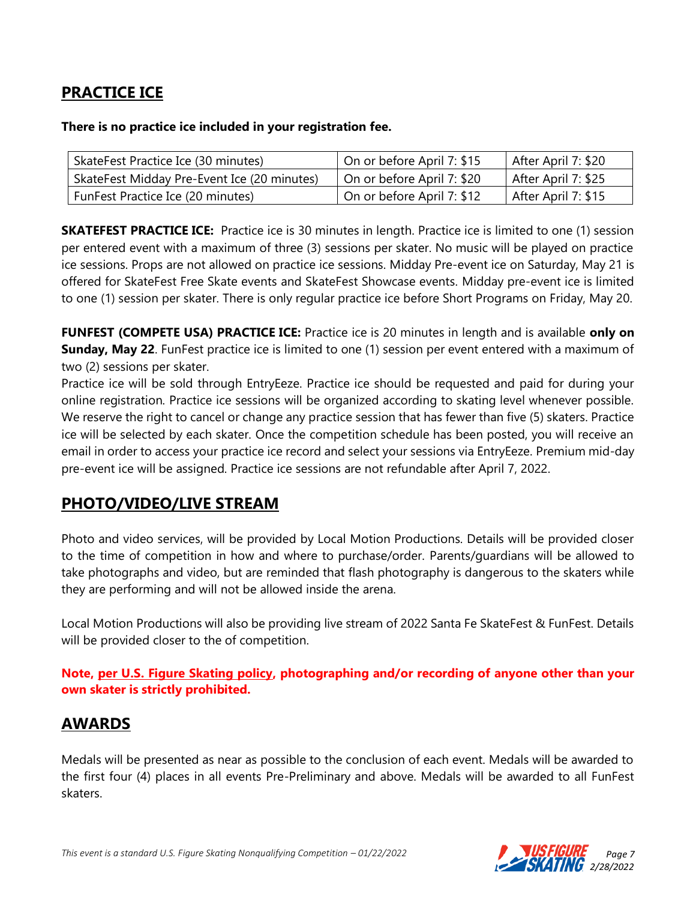## PRACTICE ICE

**There is no practice ice included in your registration fee.**

| SkateFest Practice Ice (30 minutes) | On or before April 7: $15 | After April 7: $20 |
|---|---|---|
| SkateFest Midday Pre-Event Ice (20 minutes) | On or before April 7: $20 | After April 7: $25 |
| FunFest Practice Ice (20 minutes) | On or before April 7: $12 | After April 7: $15 |

**SKATEFEST PRACTICE ICE:** Practice ice is 30 minutes in length. Practice ice is limited to one (1) session per entered event with a maximum of three (3) sessions per skater. No music will be played on practice ice sessions. Props are not allowed on practice ice sessions. Midday Pre-event ice on Saturday, May 21 is offered for SkateFest Free Skate events and SkateFest Showcase events. Midday pre-event ice is limited to one (1) session per skater. There is only regular practice ice before Short Programs on Friday, May 20.

**FUNFEST (COMPETE USA) PRACTICE ICE:** Practice ice is 20 minutes in length and is available **only on Sunday, May 22**. FunFest practice ice is limited to one (1) session per event entered with a maximum of two (2) sessions per skater.
Practice ice will be sold through EntryEeze. Practice ice should be requested and paid for during your online registration. Practice ice sessions will be organized according to skating level whenever possible. We reserve the right to cancel or change any practice session that has fewer than five (5) skaters. Practice ice will be selected by each skater. Once the competition schedule has been posted, you will receive an email in order to access your practice ice record and select your sessions via EntryEeze. Premium mid-day pre-event ice will be assigned. Practice ice sessions are not refundable after April 7, 2022.

## PHOTO/VIDEO/LIVE STREAM

Photo and video services, will be provided by Local Motion Productions. Details will be provided closer to the time of competition in how and where to purchase/order. Parents/guardians will be allowed to take photographs and video, but are reminded that flash photography is dangerous to the skaters while they are performing and will not be allowed inside the arena.

Local Motion Productions will also be providing live stream of 2022 Santa Fe SkateFest & FunFest. Details will be provided closer to the of competition.

**Note, per U.S. Figure Skating policy, photographing and/or recording of anyone other than your own skater is strictly prohibited.**

## AWARDS

Medals will be presented as near as possible to the conclusion of each event. Medals will be awarded to the first four (4) places in all events Pre-Preliminary and above. Medals will be awarded to all FunFest skaters.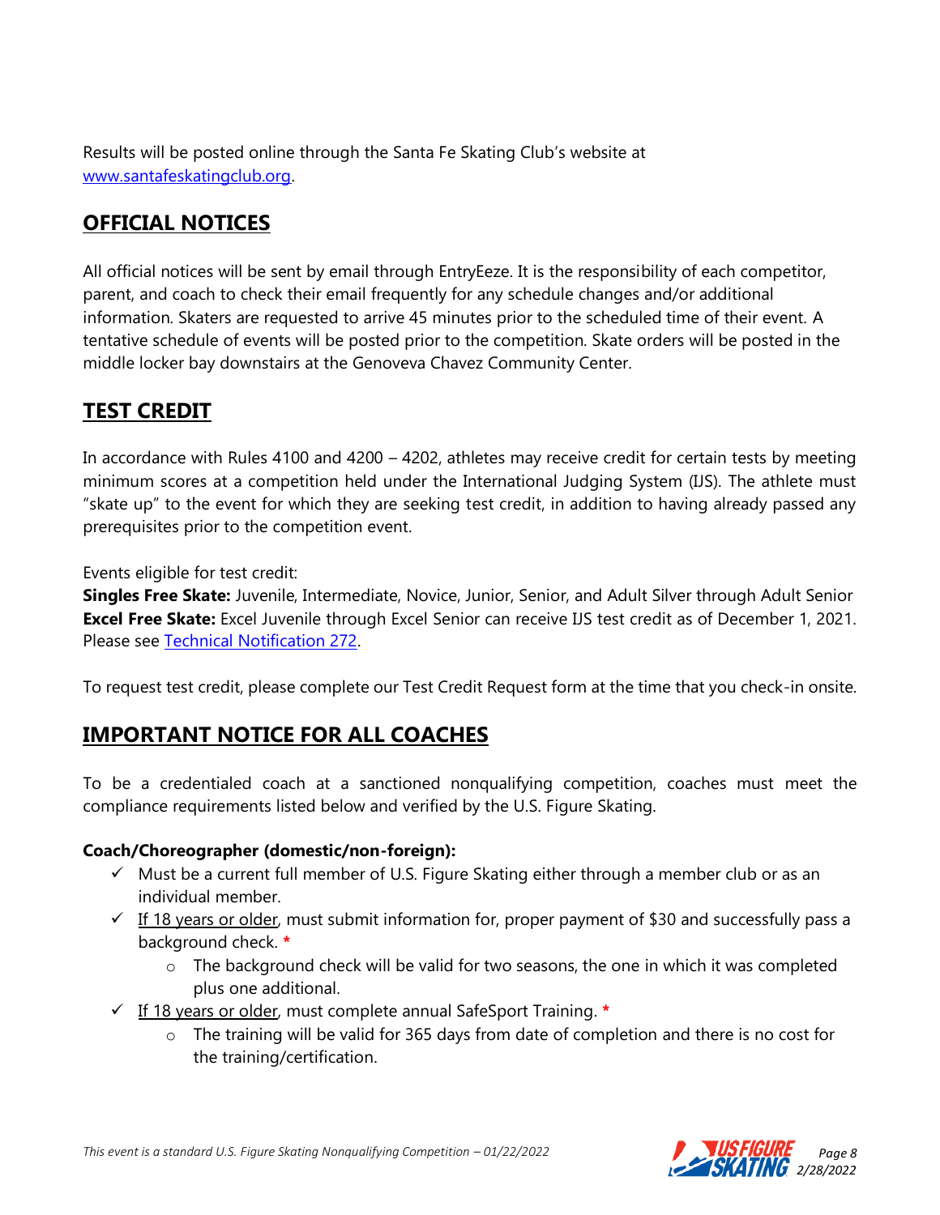Results will be posted online through the Santa Fe Skating Club's website at [www.santafeskatingclub.org](http://www.santafeskatingclub.org).

## OFFICIAL NOTICES

All official notices will be sent by email through EntryEeze. It is the responsibility of each competitor, parent, and coach to check their email frequently for any schedule changes and/or additional information. Skaters are requested to arrive 45 minutes prior to the scheduled time of their event. A tentative schedule of events will be posted prior to the competition. Skate orders will be posted in the middle locker bay downstairs at the Genoveva Chavez Community Center.

## TEST CREDIT

In accordance with Rules 4100 and 4200 – 4202, athletes may receive credit for certain tests by meeting minimum scores at a competition held under the International Judging System (IJS). The athlete must "skate up" to the event for which they are seeking test credit, in addition to having already passed any prerequisites prior to the competition event.

Events eligible for test credit:

**Singles Free Skate:** Juvenile, Intermediate, Novice, Junior, Senior, and Adult Silver through Adult Senior
**Excel Free Skate:** Excel Juvenile through Excel Senior can receive IJS test credit as of December 1, 2021. Please see Technical Notification 272.

To request test credit, please complete our Test Credit Request form at the time that you check-in onsite.

## IMPORTANT NOTICE FOR ALL COACHES

To be a credentialed coach at a sanctioned nonqualifying competition, coaches must meet the compliance requirements listed below and verified by the U.S. Figure Skating.

**Coach/Choreographer (domestic/non-foreign):**

- ✓ Must be a current full member of U.S. Figure Skating either through a member club or as an individual member.
- ✓ If 18 years or older, must submit information for, proper payment of $30 and successfully pass a background check. *
  - The background check will be valid for two seasons, the one in which it was completed plus one additional.
- ✓ If 18 years or older, must complete annual SafeSport Training. *
  - The training will be valid for 365 days from date of completion and there is no cost for the training/certification.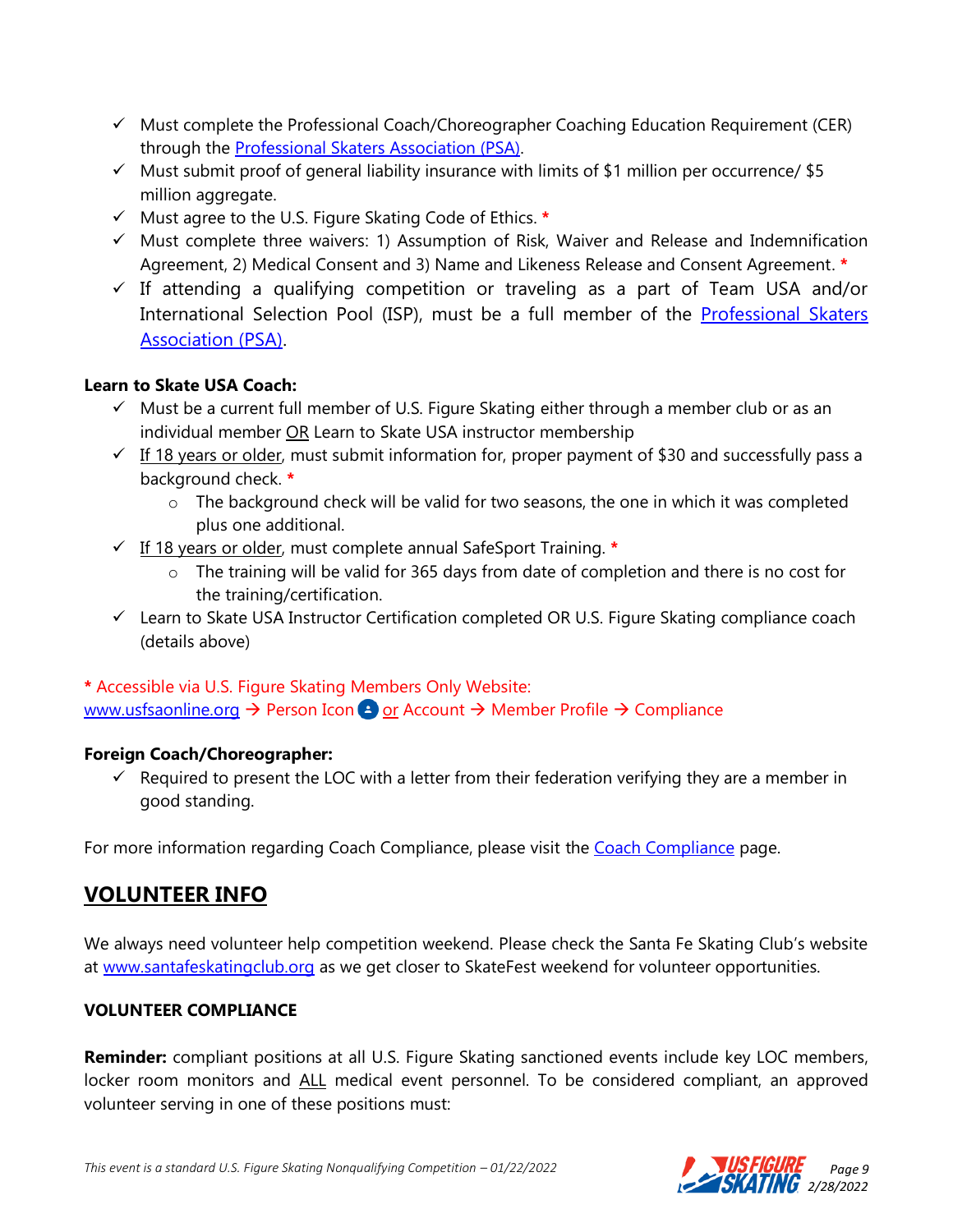- ✓ Must complete the Professional Coach/Choreographer Coaching Education Requirement (CER) through the Professional Skaters Association (PSA).
- ✓ Must submit proof of general liability insurance with limits of $1 million per occurrence/ $5 million aggregate.
- ✓ Must agree to the U.S. Figure Skating Code of Ethics. *
- ✓ Must complete three waivers: 1) Assumption of Risk, Waiver and Release and Indemnification Agreement, 2) Medical Consent and 3) Name and Likeness Release and Consent Agreement. *
- ✓ If attending a qualifying competition or traveling as a part of Team USA and/or International Selection Pool (ISP), must be a full member of the Professional Skaters Association (PSA).

**Learn to Skate USA Coach:**

- ✓ Must be a current full member of U.S. Figure Skating either through a member club or as an individual member OR Learn to Skate USA instructor membership
- ✓ If 18 years or older, must submit information for, proper payment of $30 and successfully pass a background check. *
  - The background check will be valid for two seasons, the one in which it was completed plus one additional.
- ✓ If 18 years or older, must complete annual SafeSport Training. *
  - The training will be valid for 365 days from date of completion and there is no cost for the training/certification.
- ✓ Learn to Skate USA Instructor Certification completed OR U.S. Figure Skating compliance coach (details above)

* Accessible via U.S. Figure Skating Members Only Website:
www.usfsaonline.org → Person Icon or Account → Member Profile → Compliance

**Foreign Coach/Choreographer:**

- ✓ Required to present the LOC with a letter from their federation verifying they are a member in good standing.

For more information regarding Coach Compliance, please visit the Coach Compliance page.

## VOLUNTEER INFO

We always need volunteer help competition weekend. Please check the Santa Fe Skating Club's website at www.santafeskatingclub.org as we get closer to SkateFest weekend for volunteer opportunities.

**VOLUNTEER COMPLIANCE**

**Reminder:** compliant positions at all U.S. Figure Skating sanctioned events include key LOC members, locker room monitors and ALL medical event personnel. To be considered compliant, an approved volunteer serving in one of these positions must: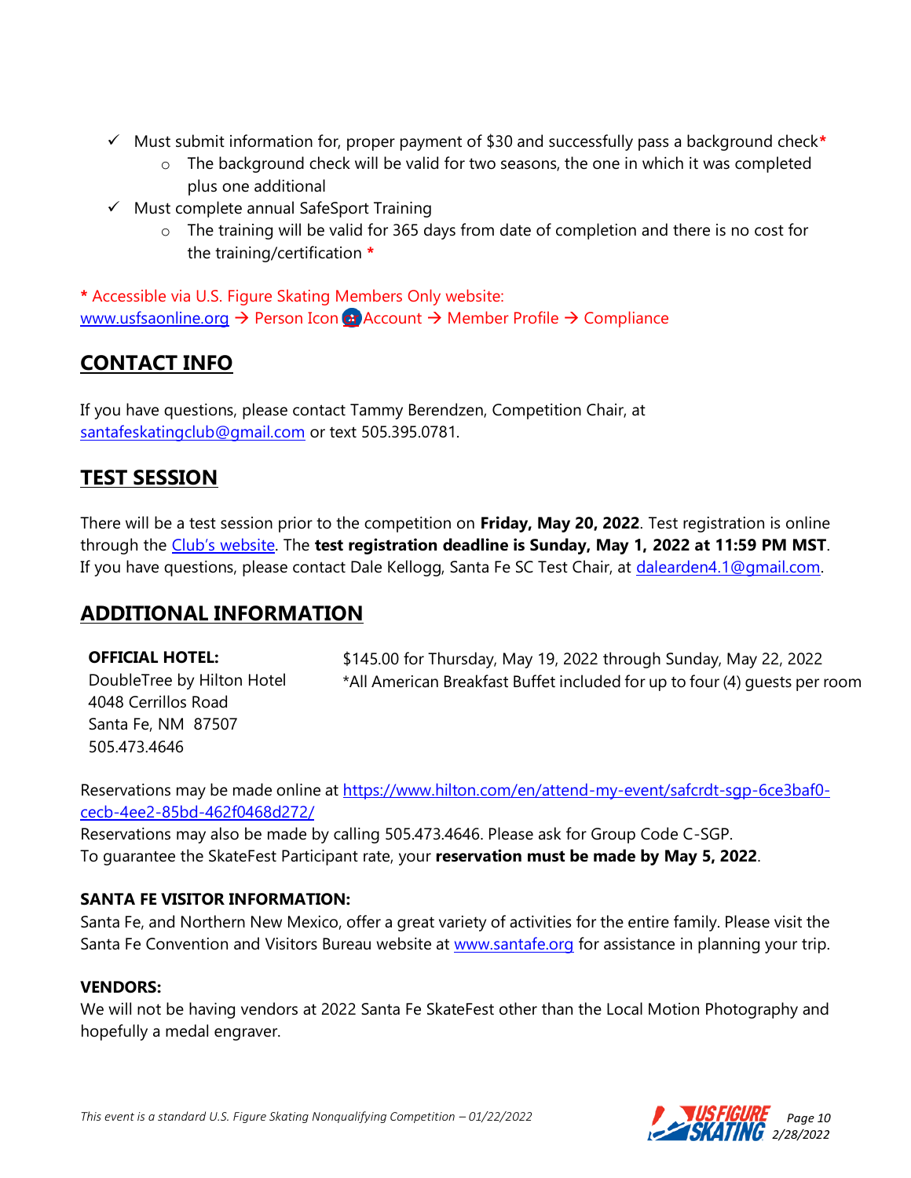- ✓ Must submit information for, proper payment of $30 and successfully pass a background check*
  - The background check will be valid for two seasons, the one in which it was completed plus one additional
- ✓ Must complete annual SafeSport Training
  - The training will be valid for 365 days from date of completion and there is no cost for the training/certification *

\* Accessible via U.S. Figure Skating Members Only website:
www.usfsaonline.org → Person Icon or Account → Member Profile → Compliance

## CONTACT INFO

If you have questions, please contact Tammy Berendzen, Competition Chair, at santafeskatingclub@gmail.com or text 505.395.0781.

## TEST SESSION

There will be a test session prior to the competition on **Friday, May 20, 2022**. Test registration is online through the Club's website. The **test registration deadline is Sunday, May 1, 2022 at 11:59 PM MST**. If you have questions, please contact Dale Kellogg, Santa Fe SC Test Chair, at dalearden4.1@gmail.com.

## ADDITIONAL INFORMATION

**OFFICIAL HOTEL:**
DoubleTree by Hilton Hotel
4048 Cerrillos Road
Santa Fe, NM 87507
505.473.4646

$145.00 for Thursday, May 19, 2022 through Sunday, May 22, 2022
*All American Breakfast Buffet included for up to four (4) guests per room

Reservations may be made online at https://www.hilton.com/en/attend-my-event/safcrdt-sgp-6ce3baf0-cecb-4ee2-85bd-462f0468d272/
Reservations may also be made by calling 505.473.4646. Please ask for Group Code C-SGP.
To guarantee the SkateFest Participant rate, your **reservation must be made by May 5, 2022**.

**SANTA FE VISITOR INFORMATION:**
Santa Fe, and Northern New Mexico, offer a great variety of activities for the entire family. Please visit the Santa Fe Convention and Visitors Bureau website at www.santafe.org for assistance in planning your trip.

**VENDORS:**
We will not be having vendors at 2022 Santa Fe SkateFest other than the Local Motion Photography and hopefully a medal engraver.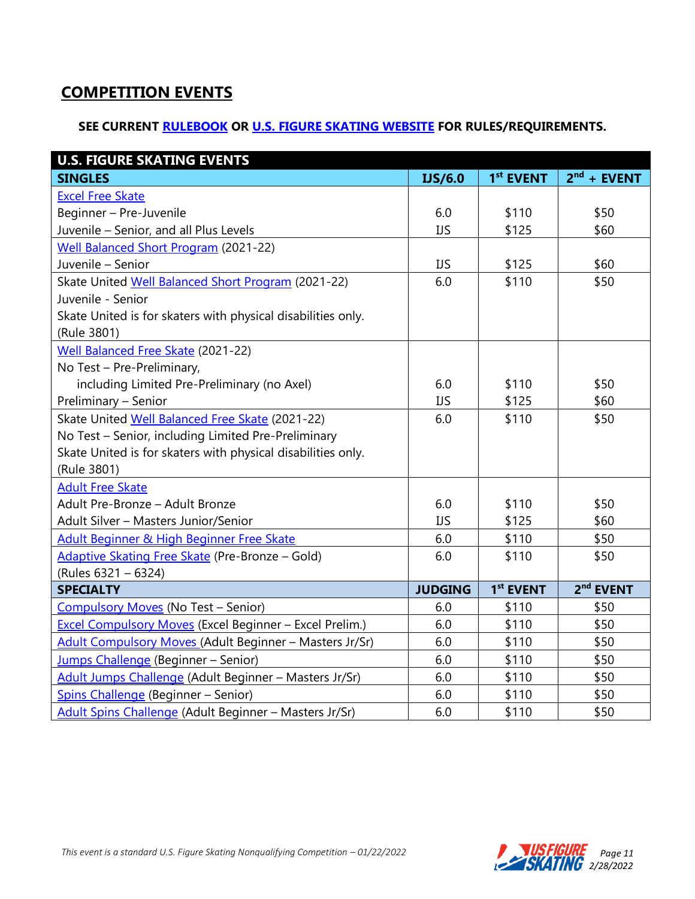## COMPETITION EVENTS

**SEE CURRENT RULEBOOK OR U.S. FIGURE SKATING WEBSITE FOR RULES/REQUIREMENTS.**

| U.S. FIGURE SKATING EVENTS | | | |
|---|---|---|---|
| **SINGLES** | **IJS/6.0** | **1st EVENT** | **2nd + EVENT** |
| Excel Free Skate | | | |
| Beginner – Pre-Juvenile | 6.0 | $110 | $50 |
| Juvenile – Senior, and all Plus Levels | IJS | $125 | $60 |
| Well Balanced Short Program (2021-22) | | | |
| Juvenile – Senior | IJS | $125 | $60 |
| Skate United Well Balanced Short Program (2021-22) Juvenile - Senior Skate United is for skaters with physical disabilities only. (Rule 3801) | 6.0 | $110 | $50 |
| Well Balanced Free Skate (2021-22) | | | |
| No Test – Pre-Preliminary, including Limited Pre-Preliminary (no Axel) | 6.0 | $110 | $50 |
| Preliminary – Senior | IJS | $125 | $60 |
| Skate United Well Balanced Free Skate (2021-22) No Test – Senior, including Limited Pre-Preliminary Skate United is for skaters with physical disabilities only. (Rule 3801) | 6.0 | $110 | $50 |
| Adult Free Skate | | | |
| Adult Pre-Bronze – Adult Bronze | 6.0 | $110 | $50 |
| Adult Silver – Masters Junior/Senior | IJS | $125 | $60 |
| Adult Beginner & High Beginner Free Skate | 6.0 | $110 | $50 |
| Adaptive Skating Free Skate (Pre-Bronze – Gold) (Rules 6321 – 6324) | 6.0 | $110 | $50 |
| **SPECIALTY** | **JUDGING** | **1st EVENT** | **2nd EVENT** |
| Compulsory Moves (No Test – Senior) | 6.0 | $110 | $50 |
| Excel Compulsory Moves (Excel Beginner – Excel Prelim.) | 6.0 | $110 | $50 |
| Adult Compulsory Moves (Adult Beginner – Masters Jr/Sr) | 6.0 | $110 | $50 |
| Jumps Challenge (Beginner – Senior) | 6.0 | $110 | $50 |
| Adult Jumps Challenge (Adult Beginner – Masters Jr/Sr) | 6.0 | $110 | $50 |
| Spins Challenge (Beginner – Senior) | 6.0 | $110 | $50 |
| Adult Spins Challenge (Adult Beginner – Masters Jr/Sr) | 6.0 | $110 | $50 |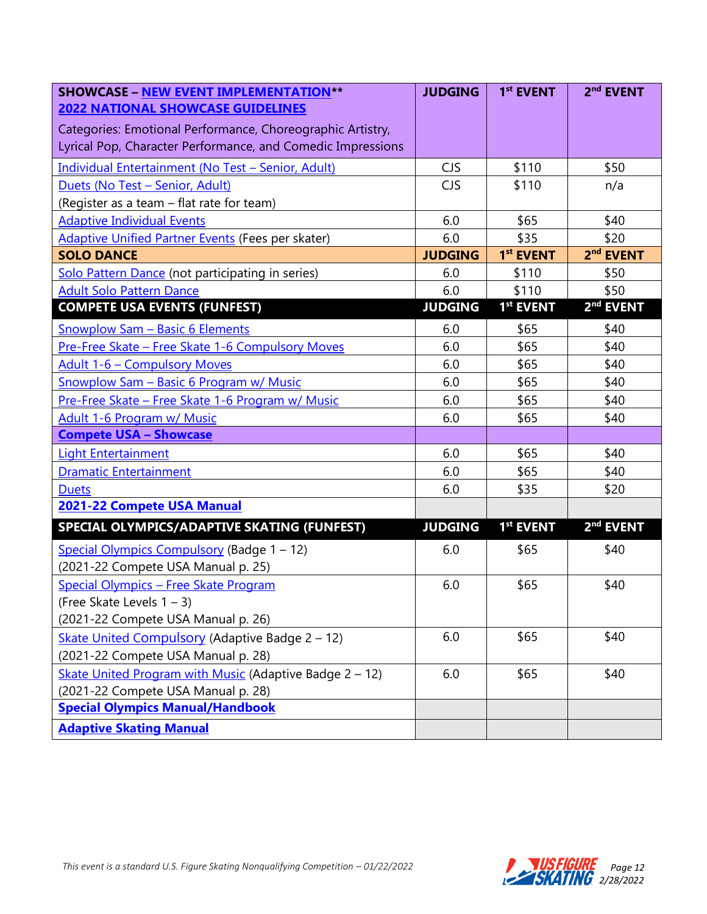| **SHOWCASE – NEW EVENT IMPLEMENTATION**** **2022 NATIONAL SHOWCASE GUIDELINES** Categories: Emotional Performance, Choreographic Artistry, Lyrical Pop, Character Performance, and Comedic Impressions | **JUDGING** | **1st EVENT** | **2nd EVENT** |
|---|---|---|---|
| Individual Entertainment (No Test – Senior, Adult) | CJS | $110 | $50 |
| Duets (No Test – Senior, Adult) (Register as a team – flat rate for team) | CJS | $110 | n/a |
| Adaptive Individual Events | 6.0 | $65 | $40 |
| Adaptive Unified Partner Events (Fees per skater) | 6.0 | $35 | $20 |
| **SOLO DANCE** | **JUDGING** | **1st EVENT** | **2nd EVENT** |
| Solo Pattern Dance (not participating in series) | 6.0 | $110 | $50 |
| Adult Solo Pattern Dance | 6.0 | $110 | $50 |
| **COMPETE USA EVENTS (FUNFEST)** | **JUDGING** | **1st EVENT** | **2nd EVENT** |
| Snowplow Sam – Basic 6 Elements | 6.0 | $65 | $40 |
| Pre-Free Skate – Free Skate 1-6 Compulsory Moves | 6.0 | $65 | $40 |
| Adult 1-6 – Compulsory Moves | 6.0 | $65 | $40 |
| Snowplow Sam – Basic 6 Program w/ Music | 6.0 | $65 | $40 |
| Pre-Free Skate – Free Skate 1-6 Program w/ Music | 6.0 | $65 | $40 |
| Adult 1-6 Program w/ Music | 6.0 | $65 | $40 |
| **Compete USA – Showcase** | | | |
| Light Entertainment | 6.0 | $65 | $40 |
| Dramatic Entertainment | 6.0 | $65 | $40 |
| Duets | 6.0 | $35 | $20 |
| **2021-22 Compete USA Manual** | | | |
| **SPECIAL OLYMPICS/ADAPTIVE SKATING (FUNFEST)** | **JUDGING** | **1st EVENT** | **2nd EVENT** |
| Special Olympics Compulsory (Badge 1 – 12) (2021-22 Compete USA Manual p. 25) | 6.0 | $65 | $40 |
| Special Olympics – Free Skate Program (Free Skate Levels 1 – 3) (2021-22 Compete USA Manual p. 26) | 6.0 | $65 | $40 |
| Skate United Compulsory (Adaptive Badge 2 – 12) (2021-22 Compete USA Manual p. 28) | 6.0 | $65 | $40 |
| Skate United Program with Music (Adaptive Badge 2 – 12) (2021-22 Compete USA Manual p. 28) | 6.0 | $65 | $40 |
| **Special Olympics Manual/Handbook** | | | |
| **Adaptive Skating Manual** | | | |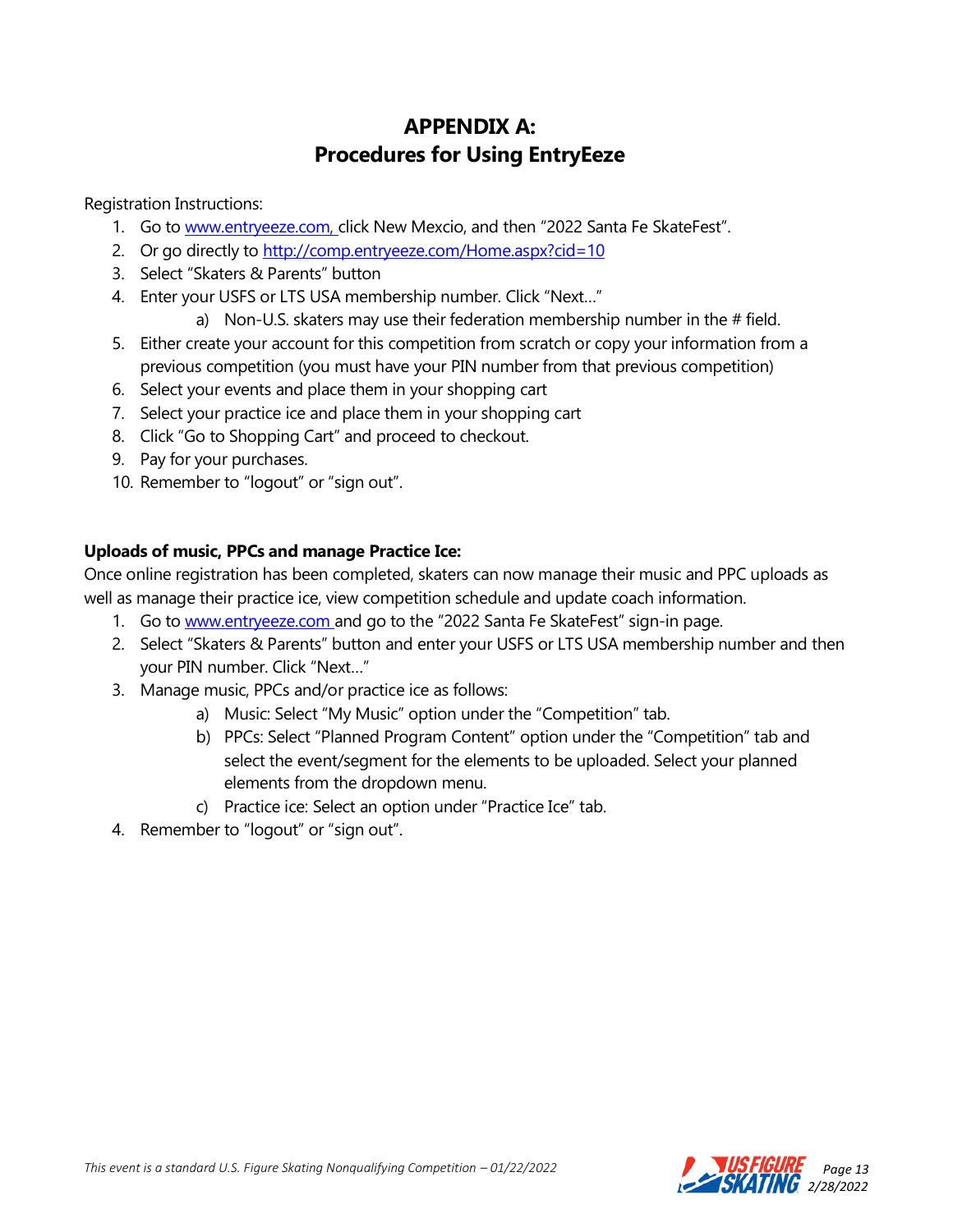# APPENDIX A:
# Procedures for Using EntryEeze

Registration Instructions:

1. Go to www.entryeeze.com, click New Mexcio, and then "2022 Santa Fe SkateFest".
2. Or go directly to http://comp.entryeeze.com/Home.aspx?cid=10
3. Select "Skaters & Parents" button
4. Enter your USFS or LTS USA membership number. Click "Next…"
   a) Non-U.S. skaters may use their federation membership number in the # field.
5. Either create your account for this competition from scratch or copy your information from a previous competition (you must have your PIN number from that previous competition)
6. Select your events and place them in your shopping cart
7. Select your practice ice and place them in your shopping cart
8. Click "Go to Shopping Cart" and proceed to checkout.
9. Pay for your purchases.
10. Remember to "logout" or "sign out".

**Uploads of music, PPCs and manage Practice Ice:**

Once online registration has been completed, skaters can now manage their music and PPC uploads as well as manage their practice ice, view competition schedule and update coach information.

1. Go to www.entryeeze.com and go to the "2022 Santa Fe SkateFest" sign-in page.
2. Select "Skaters & Parents" button and enter your USFS or LTS USA membership number and then your PIN number. Click "Next…"
3. Manage music, PPCs and/or practice ice as follows:
   a) Music: Select "My Music" option under the "Competition" tab.
   b) PPCs: Select "Planned Program Content" option under the "Competition" tab and select the event/segment for the elements to be uploaded. Select your planned elements from the dropdown menu.
   c) Practice ice: Select an option under "Practice Ice" tab.
4. Remember to "logout" or "sign out".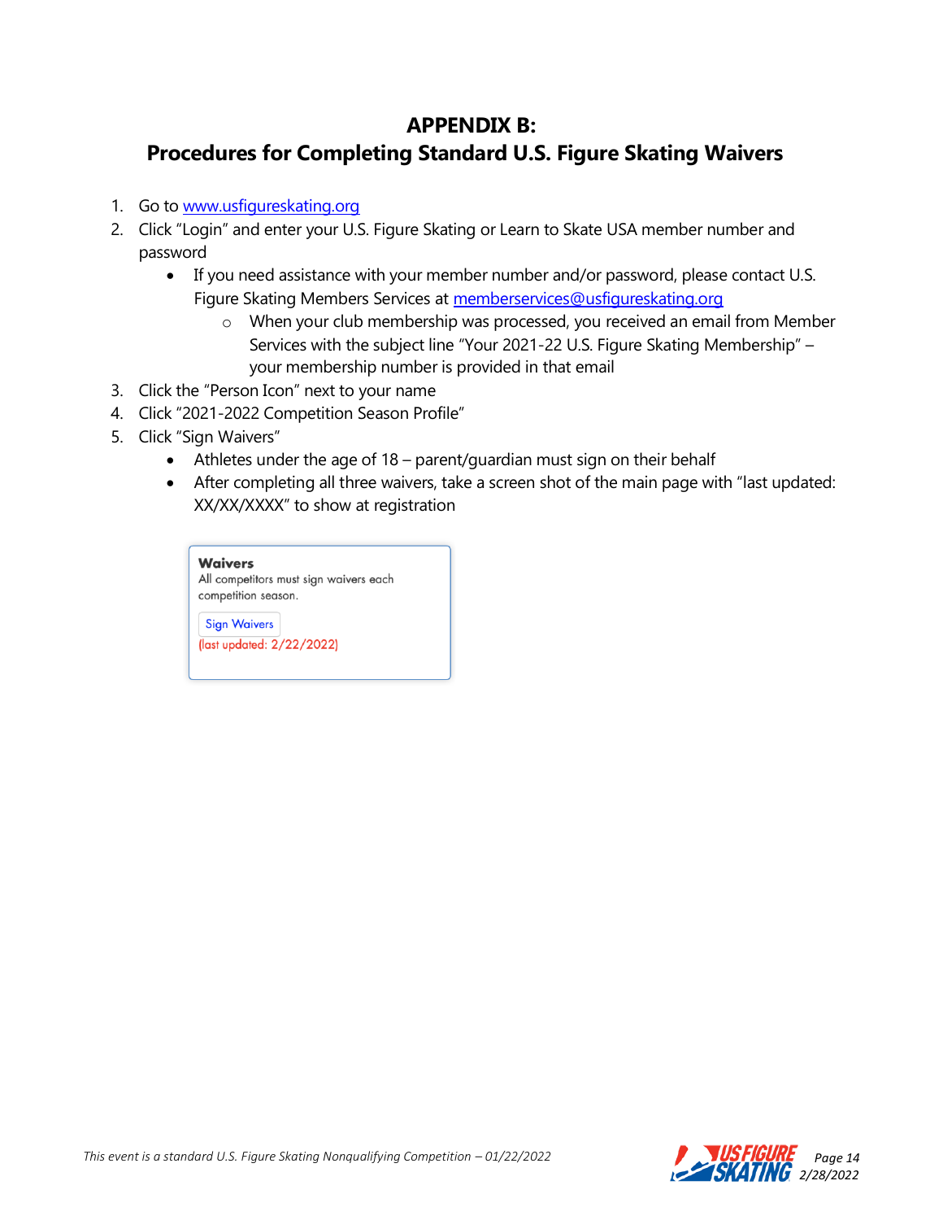# APPENDIX B:
## Procedures for Completing Standard U.S. Figure Skating Waivers

1. Go to [www.usfigureskating.org](http://www.usfigureskating.org)
2. Click "Login" and enter your U.S. Figure Skating or Learn to Skate USA member number and password
   - If you need assistance with your member number and/or password, please contact U.S. Figure Skating Members Services at [memberservices@usfigureskating.org](mailto:memberservices@usfigureskating.org)
     - When your club membership was processed, you received an email from Member Services with the subject line "Your 2021-22 U.S. Figure Skating Membership" – your membership number is provided in that email
3. Click the "Person Icon" next to your name
4. Click "2021-2022 Competition Season Profile"
5. Click "Sign Waivers"
   - Athletes under the age of 18 – parent/guardian must sign on their behalf
   - After completing all three waivers, take a screen shot of the main page with "last updated: XX/XX/XXXX" to show at registration

**Waivers**
All competitors must sign waivers each competition season.

Sign Waivers
(last updated: 2/22/2022)